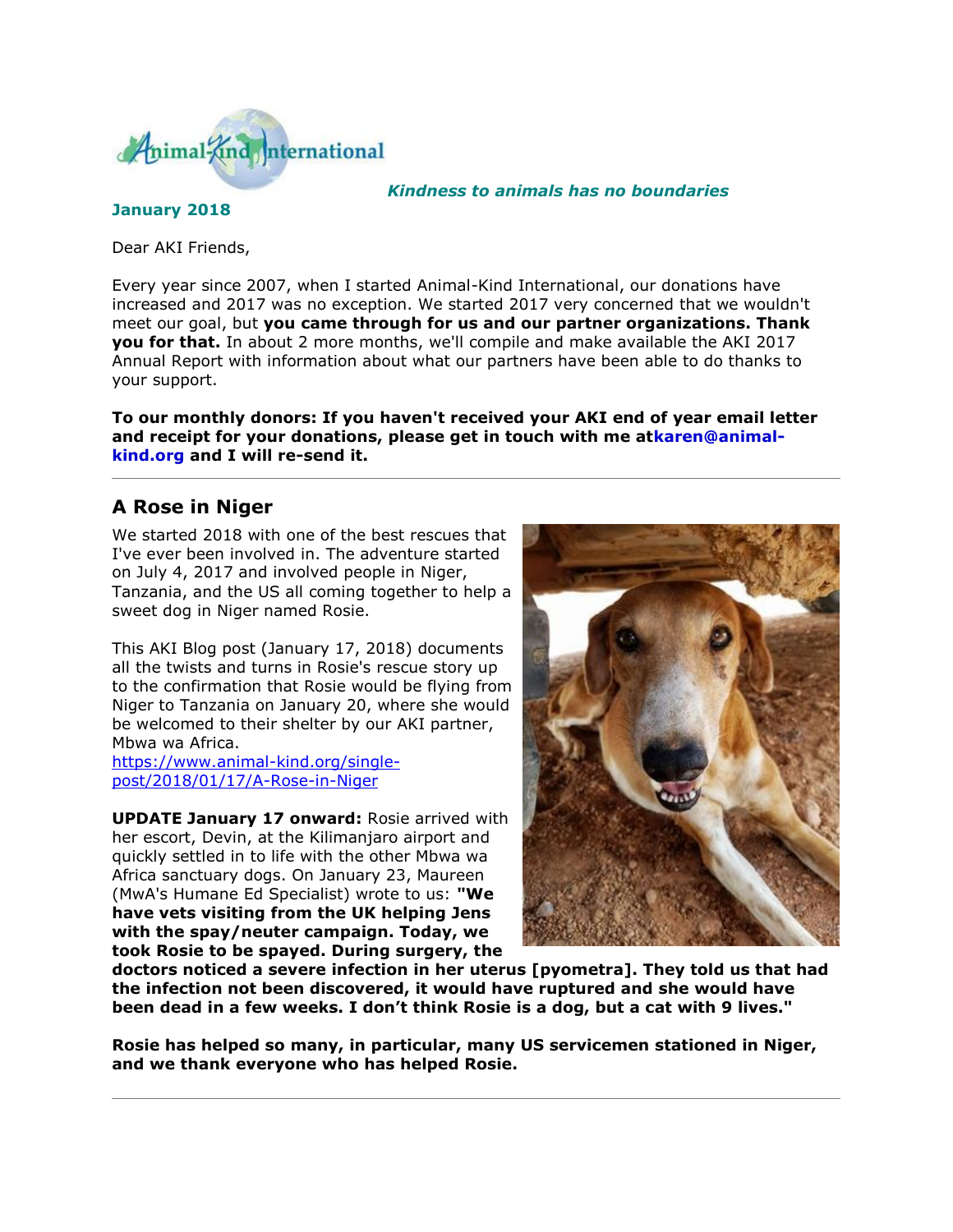Animal-Kind International

*Kindness to animals has no boundaries*

**January 2018**

Dear AKI Friends,

Every year since 2007, when I started Animal-Kind International, our donations have increased and 2017 was no exception. We started 2017 very concerned that we wouldn't meet our goal, but **you came through for us and our partner organizations. Thank you for that.** In about 2 more months, we'll compile and make available the AKI 2017 Annual Report with information about what our partners have been able to do thanks to your support.

**To our monthly donors: If you haven't received your AKI end of year email letter and receipt for your donations, please get in touch with me atkaren@animal-kind.org and I will re-send it.**

---

## A Rose in Niger

We started 2018 with one of the best rescues that I've ever been involved in. The adventure started on July 4, 2017 and involved people in Niger, Tanzania, and the US all coming together to help a sweet dog in Niger named Rosie.

This AKI Blog post (January 17, 2018) documents all the twists and turns in Rosie's rescue story up to the confirmation that Rosie would be flying from Niger to Tanzania on January 20, where she would be welcomed to their shelter by our AKI partner, Mbwa wa Africa.
https://www.animal-kind.org/single-post/2018/01/17/A-Rose-in-Niger

**UPDATE January 17 onward:** Rosie arrived with her escort, Devin, at the Kilimanjaro airport and quickly settled in to life with the other Mbwa wa Africa sanctuary dogs. On January 23, Maureen (MwA's Humane Ed Specialist) wrote to us: **"We have vets visiting from the UK helping Jens with the spay/neuter campaign. Today, we took Rosie to be spayed. During surgery, the doctors noticed a severe infection in her uterus [pyometra]. They told us that had the infection not been discovered, it would have ruptured and she would have been dead in a few weeks. I don't think Rosie is a dog, but a cat with 9 lives."**

**Rosie has helped so many, in particular, many US servicemen stationed in Niger, and we thank everyone who has helped Rosie.**

---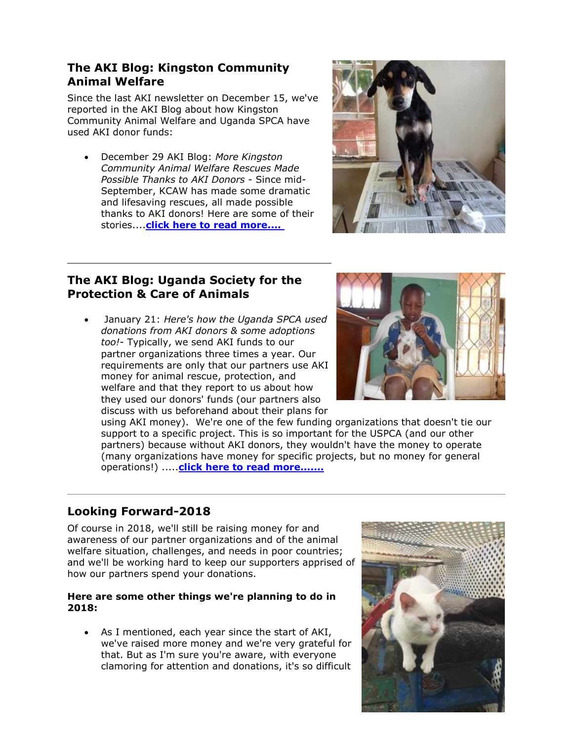## The AKI Blog: Kingston Community Animal Welfare

Since the last AKI newsletter on December 15, we've reported in the AKI Blog about how Kingston Community Animal Welfare and Uganda SPCA have used AKI donor funds:

- December 29 AKI Blog: *More Kingston Community Animal Welfare Rescues Made Possible Thanks to AKI Donors* - Since mid-September, KCAW has made some dramatic and lifesaving rescues, all made possible thanks to AKI donors! Here are some of their stories....**click here to read more....**

---

## The AKI Blog: Uganda Society for the Protection & Care of Animals

- January 21: *Here's how the Uganda SPCA used donations from AKI donors & some adoptions too!*- Typically, we send AKI funds to our partner organizations three times a year. Our requirements are only that our partners use AKI money for animal rescue, protection, and welfare and that they report to us about how they used our donors' funds (our partners also discuss with us beforehand about their plans for using AKI money). We're one of the few funding organizations that doesn't tie our support to a specific project. This is so important for the USPCA (and our other partners) because without AKI donors, they wouldn't have the money to operate (many organizations have money for specific projects, but no money for general operations!) .....**click here to read more.......**

---

## Looking Forward-2018

Of course in 2018, we'll still be raising money for and awareness of our partner organizations and of the animal welfare situation, challenges, and needs in poor countries; and we'll be working hard to keep our supporters apprised of how our partners spend your donations.

**Here are some other things we're planning to do in 2018:**

- As I mentioned, each year since the start of AKI, we've raised more money and we're very grateful for that. But as I'm sure you're aware, with everyone clamoring for attention and donations, it's so difficult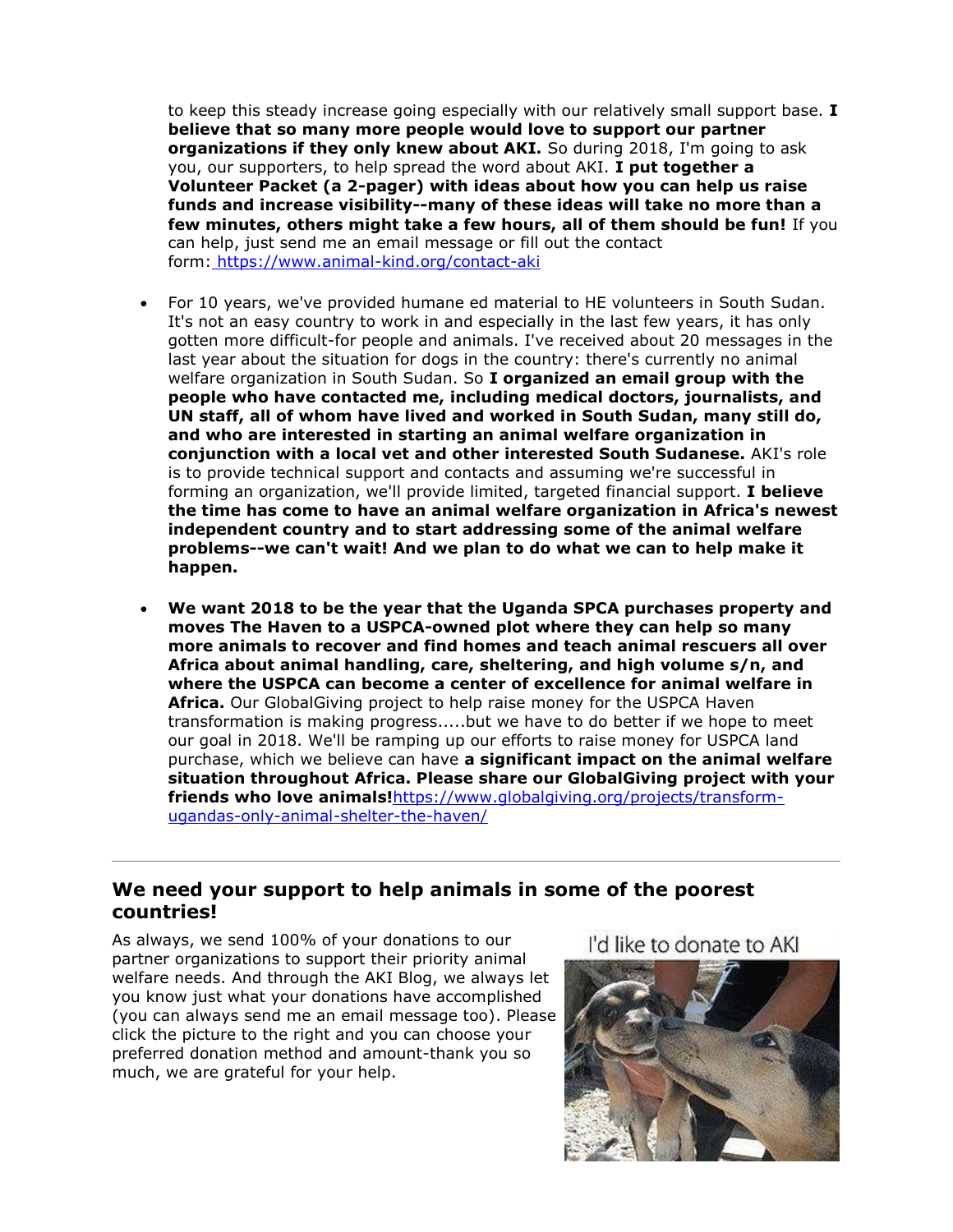to keep this steady increase going especially with our relatively small support base. **I believe that so many more people would love to support our partner organizations if they only knew about AKI.** So during 2018, I'm going to ask you, our supporters, to help spread the word about AKI. **I put together a Volunteer Packet (a 2-pager) with ideas about how you can help us raise funds and increase visibility--many of these ideas will take no more than a few minutes, others might take a few hours, all of them should be fun!** If you can help, just send me an email message or fill out the contact form: https://www.animal-kind.org/contact-aki

- For 10 years, we've provided humane ed material to HE volunteers in South Sudan. It's not an easy country to work in and especially in the last few years, it has only gotten more difficult-for people and animals. I've received about 20 messages in the last year about the situation for dogs in the country: there's currently no animal welfare organization in South Sudan. So **I organized an email group with the people who have contacted me, including medical doctors, journalists, and UN staff, all of whom have lived and worked in South Sudan, many still do, and who are interested in starting an animal welfare organization in conjunction with a local vet and other interested South Sudanese.** AKI's role is to provide technical support and contacts and assuming we're successful in forming an organization, we'll provide limited, targeted financial support. **I believe the time has come to have an animal welfare organization in Africa's newest independent country and to start addressing some of the animal welfare problems--we can't wait! And we plan to do what we can to help make it happen.**

- **We want 2018 to be the year that the Uganda SPCA purchases property and moves The Haven to a USPCA-owned plot where they can help so many more animals to recover and find homes and teach animal rescuers all over Africa about animal handling, care, sheltering, and high volume s/n, and where the USPCA can become a center of excellence for animal welfare in Africa.** Our GlobalGiving project to help raise money for the USPCA Haven transformation is making progress.....but we have to do better if we hope to meet our goal in 2018. We'll be ramping up our efforts to raise money for USPCA land purchase, which we believe can have **a significant impact on the animal welfare situation throughout Africa. Please share our GlobalGiving project with your friends who love animals!**https://www.globalgiving.org/projects/transform-ugandas-only-animal-shelter-the-haven/

---

## We need your support to help animals in some of the poorest countries!

As always, we send 100% of your donations to our partner organizations to support their priority animal welfare needs. And through the AKI Blog, we always let you know just what your donations have accomplished (you can always send me an email message too). Please click the picture to the right and you can choose your preferred donation method and amount-thank you so much, we are grateful for your help.

I'd like to donate to AKI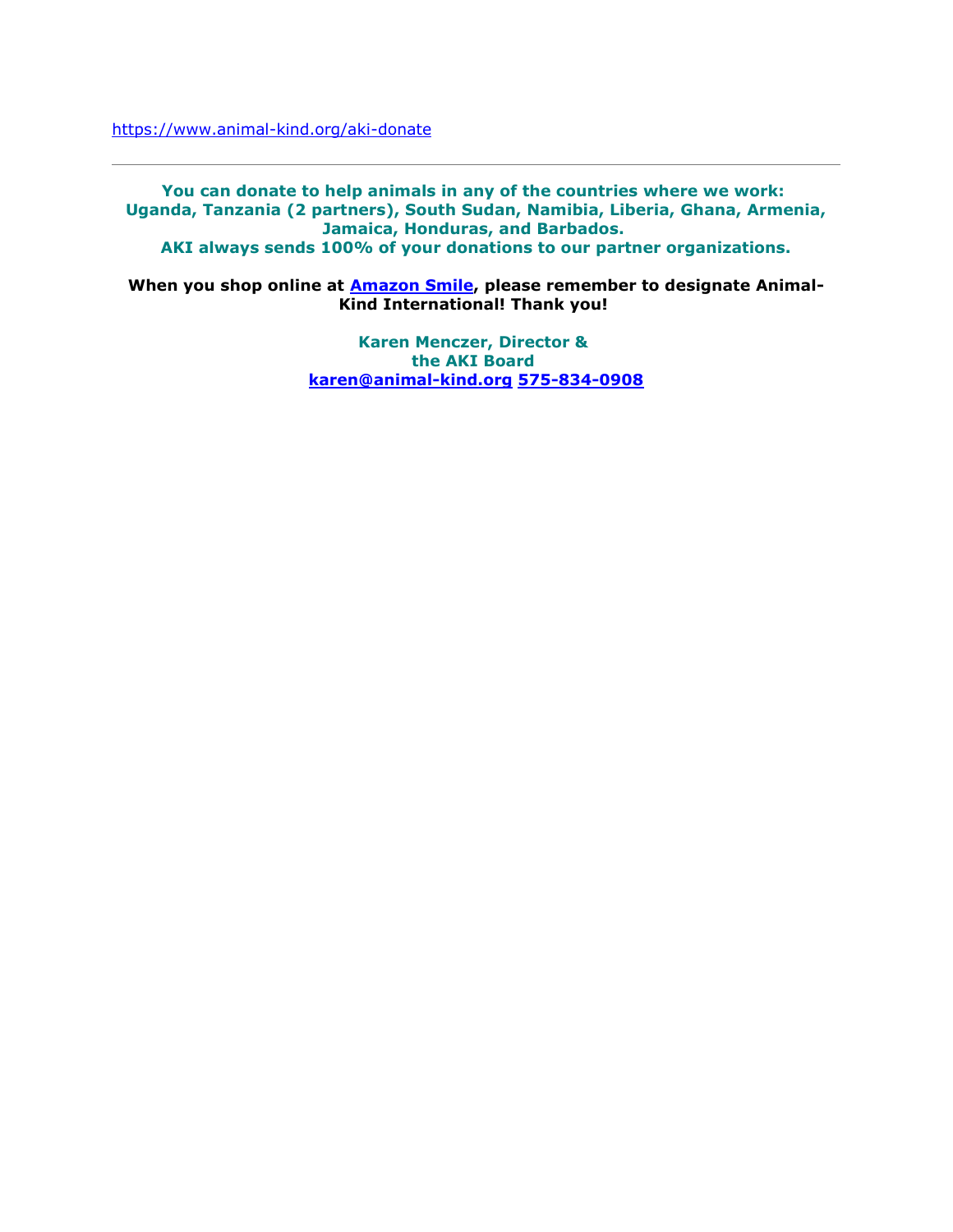https://www.animal-kind.org/aki-donate

---

**You can donate to help animals in any of the countries where we work: Uganda, Tanzania (2 partners), South Sudan, Namibia, Liberia, Ghana, Armenia, Jamaica, Honduras, and Barbados.**
**AKI always sends 100% of your donations to our partner organizations.**

**When you shop online at Amazon Smile, please remember to designate Animal-Kind International! Thank you!**

**Karen Menczer, Director &**
**the AKI Board**
**karen@animal-kind.org 575-834-0908**